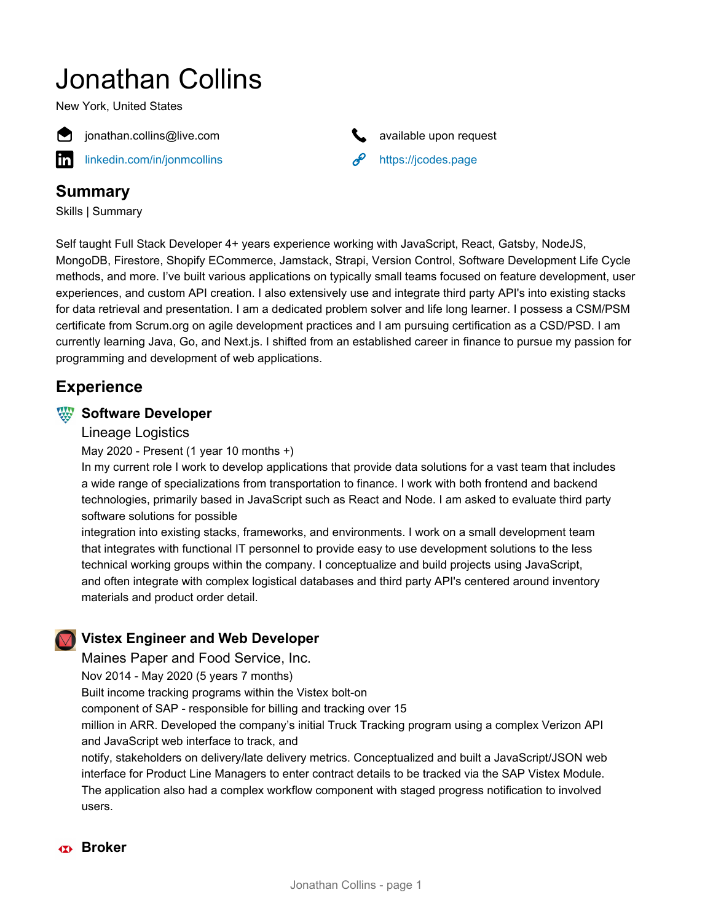# Jonathan Collins

New York, United States

jonathan.collins@live.com

available upon request

[linkedin.com/in/jonmcollins](https://linkedin.com/in/jonmcollins)

[https://jcodes.page](https://jcodes.page)

## Summary

Skills | Summary

Self taught Full Stack Developer 4+ years experience working with JavaScript, React, Gatsby, NodeJS, MongoDB, Firestore, Shopify ECommerce, Jamstack, Strapi, Version Control, Software Development Life Cycle methods, and more. I've built various applications on typically small teams focused on feature development, user experiences, and custom API creation. I also extensively use and integrate third party API's into existing stacks for data retrieval and presentation. I am a dedicated problem solver and life long learner. I possess a CSM/PSM certificate from Scrum.org on agile development practices and I am pursuing certification as a CSD/PSD. I am currently learning Java, Go, and Next.js. I shifted from an established career in finance to pursue my passion for programming and development of web applications.

## Experience

### Software Developer

Lineage Logistics

May 2020 - Present (1 year 10 months +)

In my current role I work to develop applications that provide data solutions for a vast team that includes a wide range of specializations from transportation to finance. I work with both frontend and backend technologies, primarily based in JavaScript such as React and Node. I am asked to evaluate third party software solutions for possible integration into existing stacks, frameworks, and environments. I work on a small development team that integrates with functional IT personnel to provide easy to use development solutions to the less technical working groups within the company. I conceptualize and build projects using JavaScript, and often integrate with complex logistical databases and third party API's centered around inventory materials and product order detail.

### Vistex Engineer and Web Developer

Maines Paper and Food Service, Inc.

Nov 2014 - May 2020 (5 years 7 months)

Built income tracking programs within the Vistex bolt-on component of SAP - responsible for billing and tracking over 15 million in ARR. Developed the company's initial Truck Tracking program using a complex Verizon API and JavaScript web interface to track, and notify, stakeholders on delivery/late delivery metrics. Conceptualized and built a JavaScript/JSON web interface for Product Line Managers to enter contract details to be tracked via the SAP Vistex Module. The application also had a complex workflow component with staged progress notification to involved users.

### Broker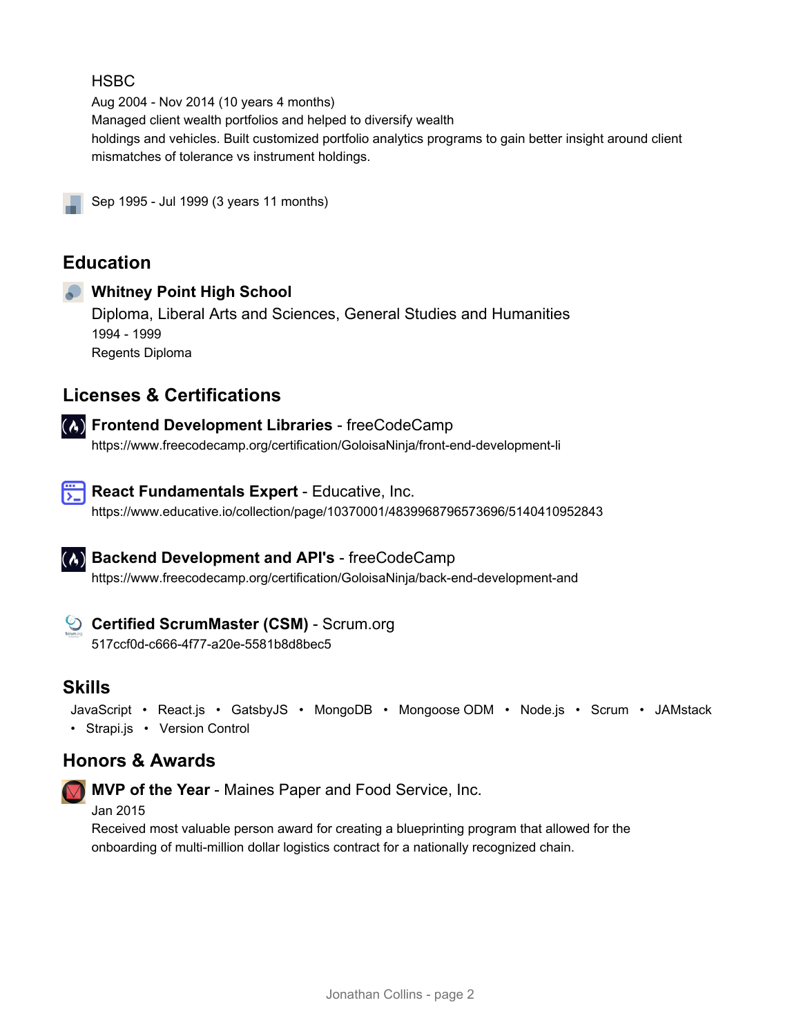HSBC

Aug 2004 - Nov 2014 (10 years 4 months)

Managed client wealth portfolios and helped to diversify wealth
holdings and vehicles. Built customized portfolio analytics programs to gain better insight around client mismatches of tolerance vs instrument holdings.

Sep 1995 - Jul 1999 (3 years 11 months)

## Education

**Whitney Point High School**

Diploma, Liberal Arts and Sciences, General Studies and Humanities

1994 - 1999

Regents Diploma

## Licenses & Certifications

**Frontend Development Libraries** - freeCodeCamp

https://www.freecodecamp.org/certification/GoloisaNinja/front-end-development-li

**React Fundamentals Expert** - Educative, Inc.

https://www.educative.io/collection/page/10370001/4839968796573696/5140410952843

**Backend Development and API's** - freeCodeCamp

https://www.freecodecamp.org/certification/GoloisaNinja/back-end-development-and

**Certified ScrumMaster (CSM)** - Scrum.org

517ccf0d-c666-4f77-a20e-5581b8d8bec5

## Skills

JavaScript • React.js • GatsbyJS • MongoDB • Mongoose ODM • Node.js • Scrum • JAMstack • Strapi.js • Version Control

## Honors & Awards

**MVP of the Year** - Maines Paper and Food Service, Inc.

Jan 2015

Received most valuable person award for creating a blueprinting program that allowed for the onboarding of multi-million dollar logistics contract for a nationally recognized chain.